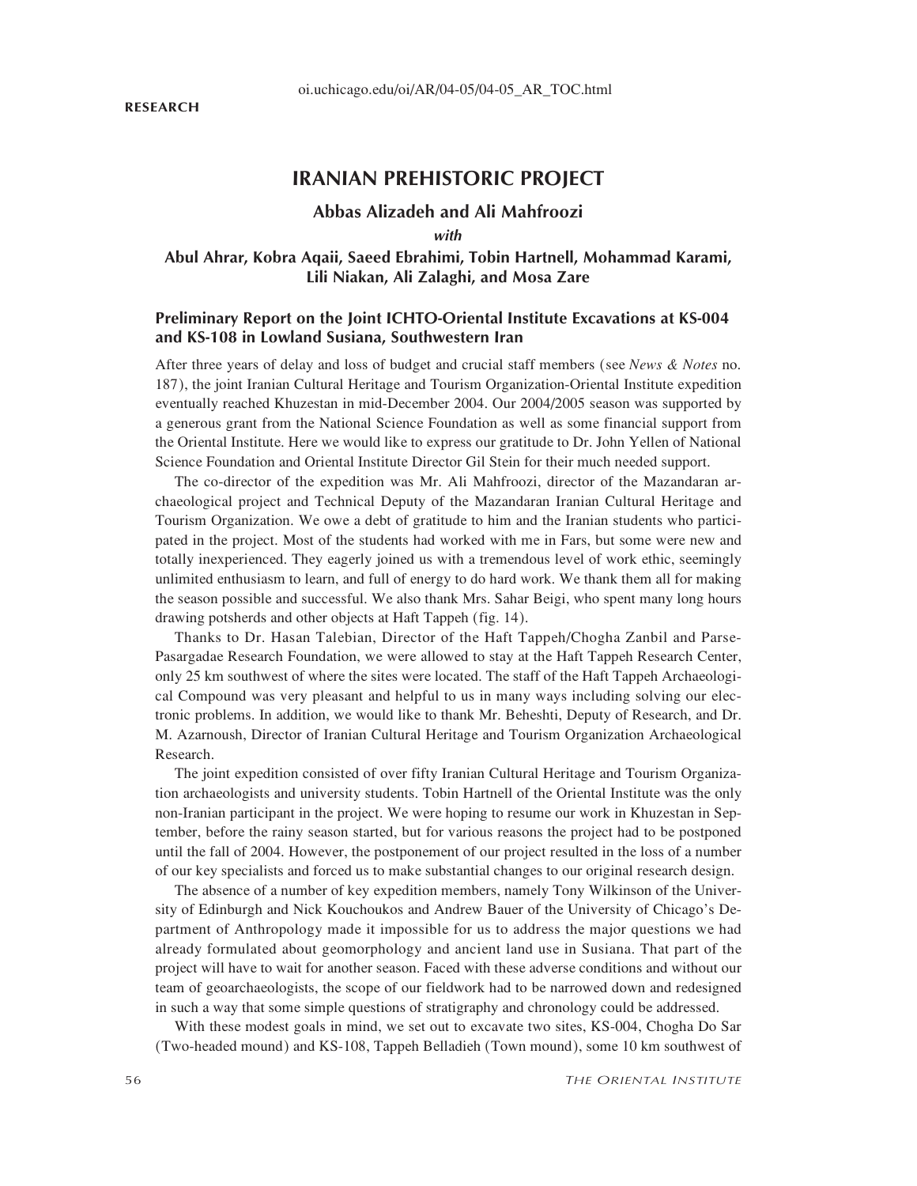# IRANIAN PREHISTORIC PROJECT

## Abbas Alizadeh and Ali Mahfroozi

***with***

## Abul Ahrar, Kobra Aqaii, Saeed Ebrahimi, Tobin Hartnell, Mohammad Karami, Lili Niakan, Ali Zalaghi, and Mosa Zare

### Preliminary Report on the Joint ICHTO-Oriental Institute Excavations at KS-004 and KS-108 in Lowland Susiana, Southwestern Iran

After three years of delay and loss of budget and crucial staff members (see *News & Notes* no. 187), the joint Iranian Cultural Heritage and Tourism Organization-Oriental Institute expedition eventually reached Khuzestan in mid-December 2004. Our 2004/2005 season was supported by a generous grant from the National Science Foundation as well as some financial support from the Oriental Institute. Here we would like to express our gratitude to Dr. John Yellen of National Science Foundation and Oriental Institute Director Gil Stein for their much needed support.

The co-director of the expedition was Mr. Ali Mahfroozi, director of the Mazandaran archaeological project and Technical Deputy of the Mazandaran Iranian Cultural Heritage and Tourism Organization. We owe a debt of gratitude to him and the Iranian students who participated in the project. Most of the students had worked with me in Fars, but some were new and totally inexperienced. They eagerly joined us with a tremendous level of work ethic, seemingly unlimited enthusiasm to learn, and full of energy to do hard work. We thank them all for making the season possible and successful. We also thank Mrs. Sahar Beigi, who spent many long hours drawing potsherds and other objects at Haft Tappeh (fig. 14).

Thanks to Dr. Hasan Talebian, Director of the Haft Tappeh/Chogha Zanbil and Parse-Pasargadae Research Foundation, we were allowed to stay at the Haft Tappeh Research Center, only 25 km southwest of where the sites were located. The staff of the Haft Tappeh Archaeological Compound was very pleasant and helpful to us in many ways including solving our electronic problems. In addition, we would like to thank Mr. Beheshti, Deputy of Research, and Dr. M. Azarnoush, Director of Iranian Cultural Heritage and Tourism Organization Archaeological Research.

The joint expedition consisted of over fifty Iranian Cultural Heritage and Tourism Organization archaeologists and university students. Tobin Hartnell of the Oriental Institute was the only non-Iranian participant in the project. We were hoping to resume our work in Khuzestan in September, before the rainy season started, but for various reasons the project had to be postponed until the fall of 2004. However, the postponement of our project resulted in the loss of a number of our key specialists and forced us to make substantial changes to our original research design.

The absence of a number of key expedition members, namely Tony Wilkinson of the University of Edinburgh and Nick Kouchoukos and Andrew Bauer of the University of Chicago's Department of Anthropology made it impossible for us to address the major questions we had already formulated about geomorphology and ancient land use in Susiana. That part of the project will have to wait for another season. Faced with these adverse conditions and without our team of geoarchaeologists, the scope of our fieldwork had to be narrowed down and redesigned in such a way that some simple questions of stratigraphy and chronology could be addressed.

With these modest goals in mind, we set out to excavate two sites, KS-004, Chogha Do Sar (Two-headed mound) and KS-108, Tappeh Belladieh (Town mound), some 10 km southwest of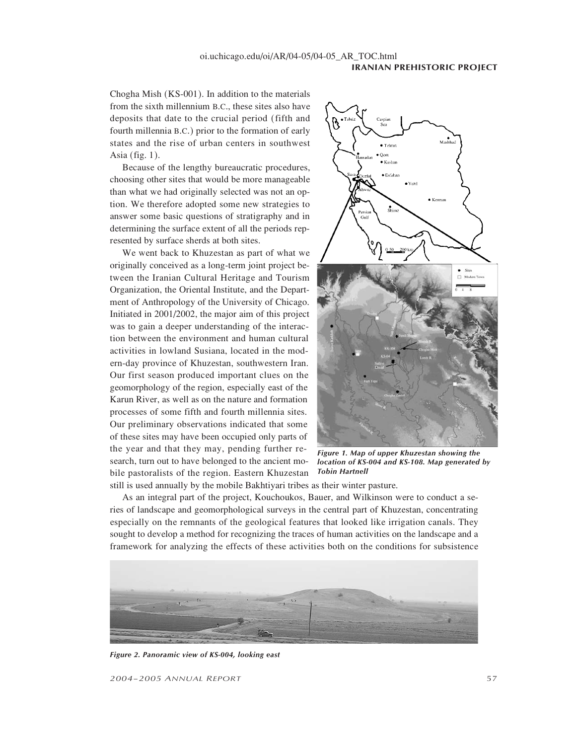Chogha Mish (KS-001). In addition to the materials from the sixth millennium B.C., these sites also have deposits that date to the crucial period (fifth and fourth millennia B.C.) prior to the formation of early states and the rise of urban centers in southwest Asia (fig. 1).

Because of the lengthy bureaucratic procedures, choosing other sites that would be more manageable than what we had originally selected was not an option. We therefore adopted some new strategies to answer some basic questions of stratigraphy and in determining the surface extent of all the periods represented by surface sherds at both sites.

We went back to Khuzestan as part of what we originally conceived as a long-term joint project between the Iranian Cultural Heritage and Tourism Organization, the Oriental Institute, and the Department of Anthropology of the University of Chicago. Initiated in 2001/2002, the major aim of this project was to gain a deeper understanding of the interaction between the environment and human cultural activities in lowland Susiana, located in the modern-day province of Khuzestan, southwestern Iran. Our first season produced important clues on the geomorphology of the region, especially east of the Karun River, as well as on the nature and formation processes of some fifth and fourth millennia sites. Our preliminary observations indicated that some of these sites may have been occupied only parts of the year and that they may, pending further research, turn out to have belonged to the ancient mobile pastoralists of the region. Eastern Khuzestan still is used annually by the mobile Bakhtiyari tribes as their winter pasture.

*Figure 1. Map of upper Khuzestan showing the location of KS-004 and KS-108. Map generated by Tobin Hartnell*

As an integral part of the project, Kouchoukos, Bauer, and Wilkinson were to conduct a series of landscape and geomorphological surveys in the central part of Khuzestan, concentrating especially on the remnants of the geological features that looked like irrigation canals. They sought to develop a method for recognizing the traces of human activities on the landscape and a framework for analyzing the effects of these activities both on the conditions for subsistence

*Figure 2. Panoramic view of KS-004, looking east*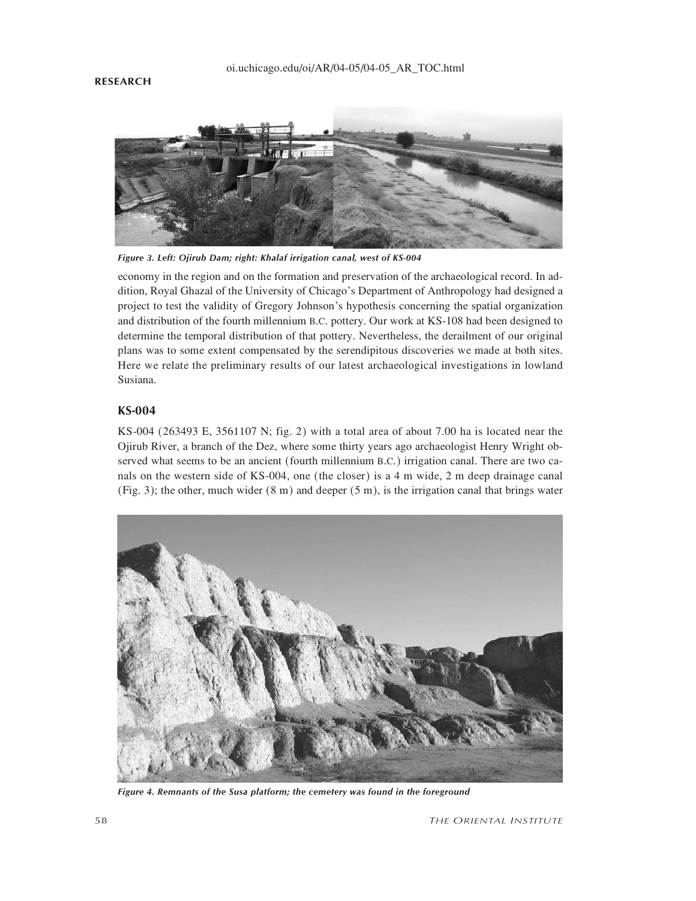*Figure 3. Left: Ojirub Dam; right: Khalaf irrigation canal, west of KS-004*

economy in the region and on the formation and preservation of the archaeological record. In addition, Royal Ghazal of the University of Chicago's Department of Anthropology had designed a project to test the validity of Gregory Johnson's hypothesis concerning the spatial organization and distribution of the fourth millennium B.C. pottery. Our work at KS-108 had been designed to determine the temporal distribution of that pottery. Nevertheless, the derailment of our original plans was to some extent compensated by the serendipitous discoveries we made at both sites. Here we relate the preliminary results of our latest archaeological investigations in lowland Susiana.

## KS-004

KS-004 (263493 E, 3561107 N; fig. 2) with a total area of about 7.00 ha is located near the Ojirub River, a branch of the Dez, where some thirty years ago archaeologist Henry Wright observed what seems to be an ancient (fourth millennium B.C.) irrigation canal. There are two canals on the western side of KS-004, one (the closer) is a 4 m wide, 2 m deep drainage canal (Fig. 3); the other, much wider (8 m) and deeper (5 m), is the irrigation canal that brings water

*Figure 4. Remnants of the Susa platform; the cemetery was found in the foreground*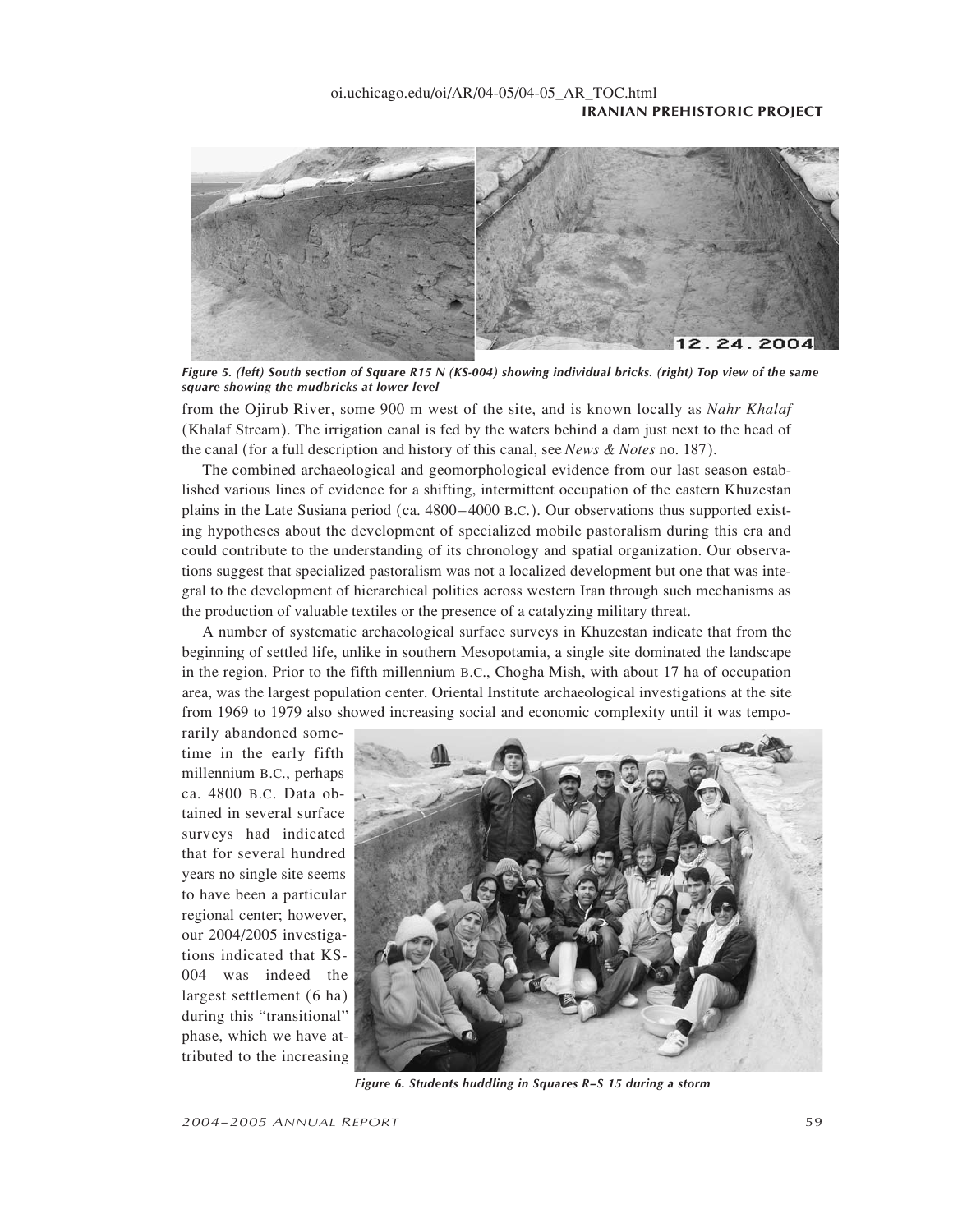*Figure 5. (left) South section of Square R15 N (KS-004) showing individual bricks. (right) Top view of the same square showing the mudbricks at lower level*

from the Ojirub River, some 900 m west of the site, and is known locally as *Nahr Khalaf* (Khalaf Stream). The irrigation canal is fed by the waters behind a dam just next to the head of the canal (for a full description and history of this canal, see *News & Notes* no. 187).

The combined archaeological and geomorphological evidence from our last season established various lines of evidence for a shifting, intermittent occupation of the eastern Khuzestan plains in the Late Susiana period (ca. 4800–4000 B.C.). Our observations thus supported existing hypotheses about the development of specialized mobile pastoralism during this era and could contribute to the understanding of its chronology and spatial organization. Our observations suggest that specialized pastoralism was not a localized development but one that was integral to the development of hierarchical polities across western Iran through such mechanisms as the production of valuable textiles or the presence of a catalyzing military threat.

A number of systematic archaeological surface surveys in Khuzestan indicate that from the beginning of settled life, unlike in southern Mesopotamia, a single site dominated the landscape in the region. Prior to the fifth millennium B.C., Chogha Mish, with about 17 ha of occupation area, was the largest population center. Oriental Institute archaeological investigations at the site from 1969 to 1979 also showed increasing social and economic complexity until it was temporarily abandoned sometime in the early fifth millennium B.C., perhaps ca. 4800 B.C. Data obtained in several surface surveys had indicated that for several hundred years no single site seems to have been a particular regional center; however, our 2004/2005 investigations indicated that KS-004 was indeed the largest settlement (6 ha) during this "transitional" phase, which we have attributed to the increasing

*Figure 6. Students huddling in Squares R–S 15 during a storm*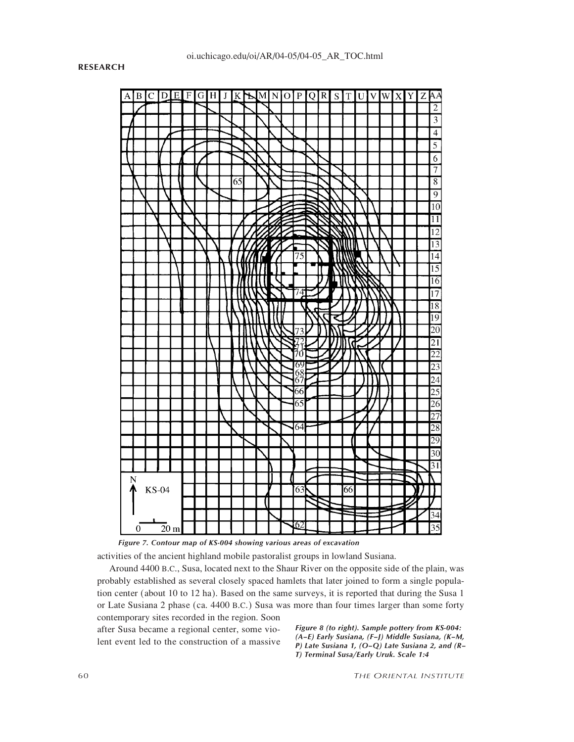oi.uchicago.edu/oi/AR/04-05/04-05_AR_TOC.html

*Figure 7. Contour map of KS-004 showing various areas of excavation*

activities of the ancient highland mobile pastoralist groups in lowland Susiana.

Around 4400 B.C., Susa, located next to the Shaur River on the opposite side of the plain, was probably established as several closely spaced hamlets that later joined to form a single population center (about 10 to 12 ha). Based on the same surveys, it is reported that during the Susa 1 or Late Susiana 2 phase (ca. 4400 B.C.) Susa was more than four times larger than some forty contemporary sites recorded in the region. Soon after Susa became a regional center, some violent event led to the construction of a massive

*Figure 8 (to right). Sample pottery from KS-004: (A–E) Early Susiana, (F–J) Middle Susiana, (K–M, P) Late Susiana 1, (O–Q) Late Susiana 2, and (R–T) Terminal Susa/Early Uruk. Scale 1:4*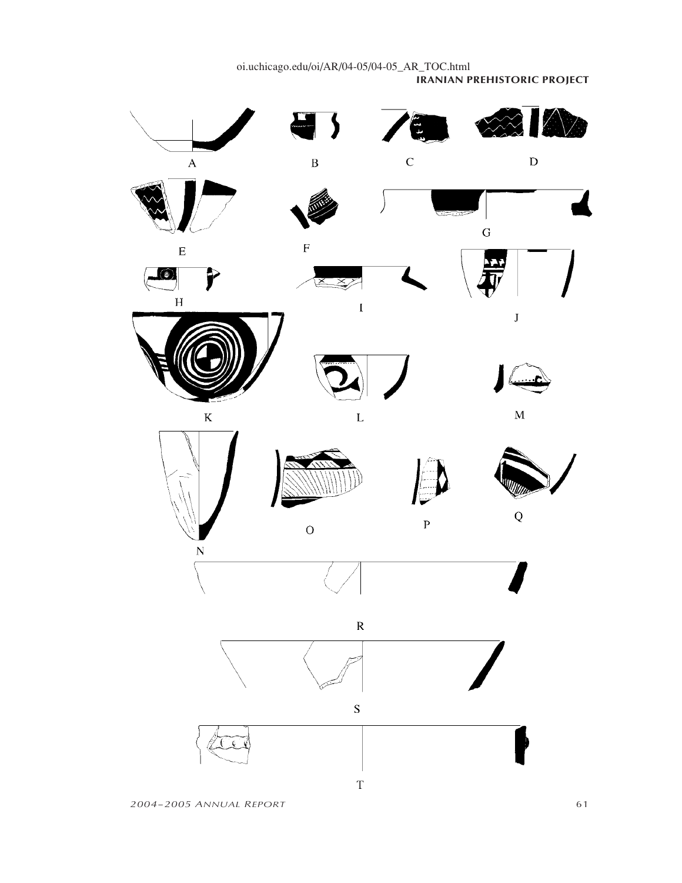A B C D

E F G

H I J

K L M

N O P Q

R

S

T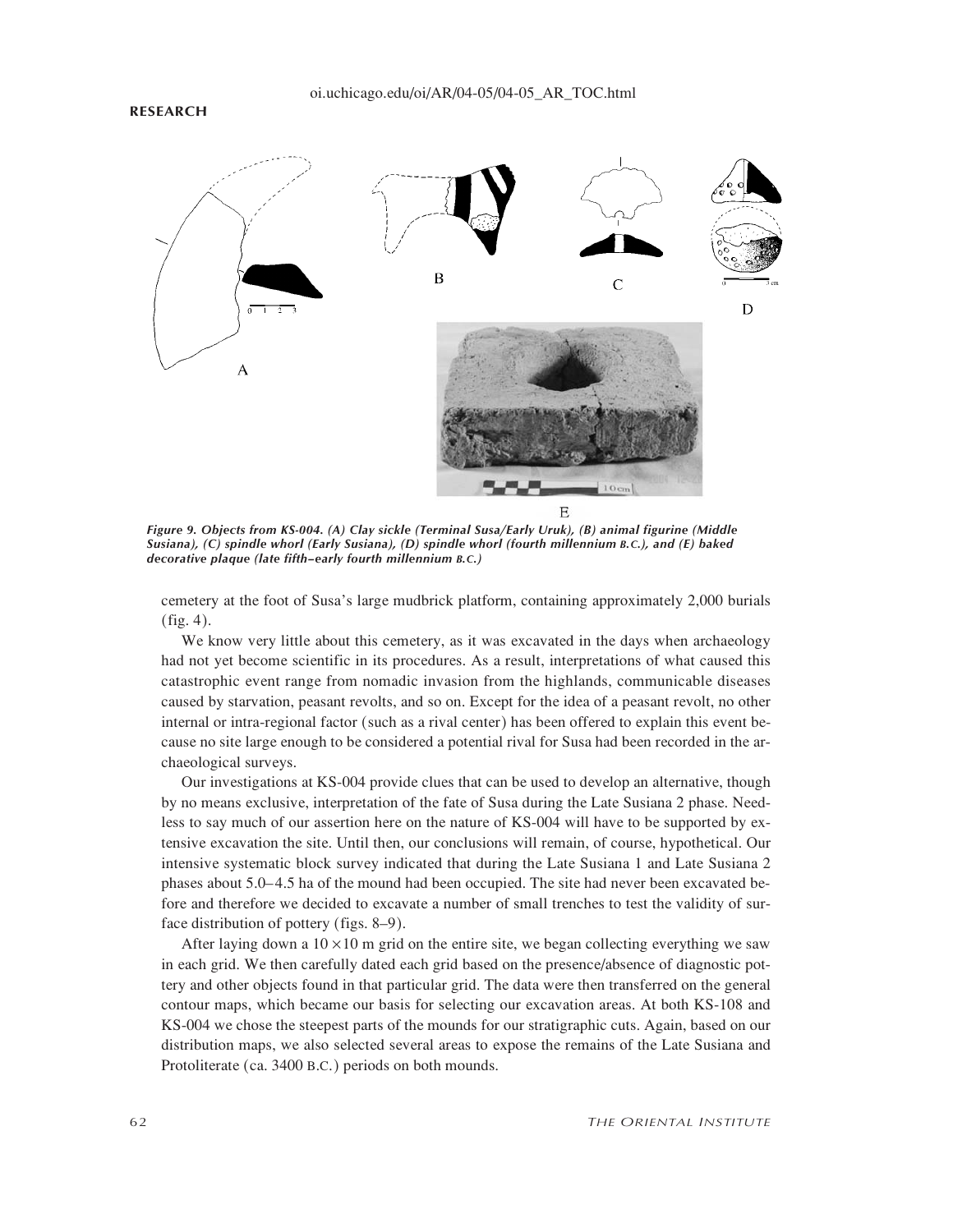Figure 9. Objects from KS-004. (A) Clay sickle (Terminal Susa/Early Uruk), (B) animal figurine (Middle Susiana), (C) spindle whorl (Early Susiana), (D) spindle whorl (fourth millennium B.C.), and (E) baked decorative plaque (late fifth–early fourth millennium B.C.)

cemetery at the foot of Susa's large mudbrick platform, containing approximately 2,000 burials (fig. 4).

We know very little about this cemetery, as it was excavated in the days when archaeology had not yet become scientific in its procedures. As a result, interpretations of what caused this catastrophic event range from nomadic invasion from the highlands, communicable diseases caused by starvation, peasant revolts, and so on. Except for the idea of a peasant revolt, no other internal or intra-regional factor (such as a rival center) has been offered to explain this event because no site large enough to be considered a potential rival for Susa had been recorded in the archaeological surveys.

Our investigations at KS-004 provide clues that can be used to develop an alternative, though by no means exclusive, interpretation of the fate of Susa during the Late Susiana 2 phase. Needless to say much of our assertion here on the nature of KS-004 will have to be supported by extensive excavation the site. Until then, our conclusions will remain, of course, hypothetical. Our intensive systematic block survey indicated that during the Late Susiana 1 and Late Susiana 2 phases about 5.0–4.5 ha of the mound had been occupied. The site had never been excavated before and therefore we decided to excavate a number of small trenches to test the validity of surface distribution of pottery (figs. 8–9).

After laying down a $10 \times 10$ m grid on the entire site, we began collecting everything we saw in each grid. We then carefully dated each grid based on the presence/absence of diagnostic pottery and other objects found in that particular grid. The data were then transferred on the general contour maps, which became our basis for selecting our excavation areas. At both KS-108 and KS-004 we chose the steepest parts of the mounds for our stratigraphic cuts. Again, based on our distribution maps, we also selected several areas to expose the remains of the Late Susiana and Protoliterate (ca. 3400 B.C.) periods on both mounds.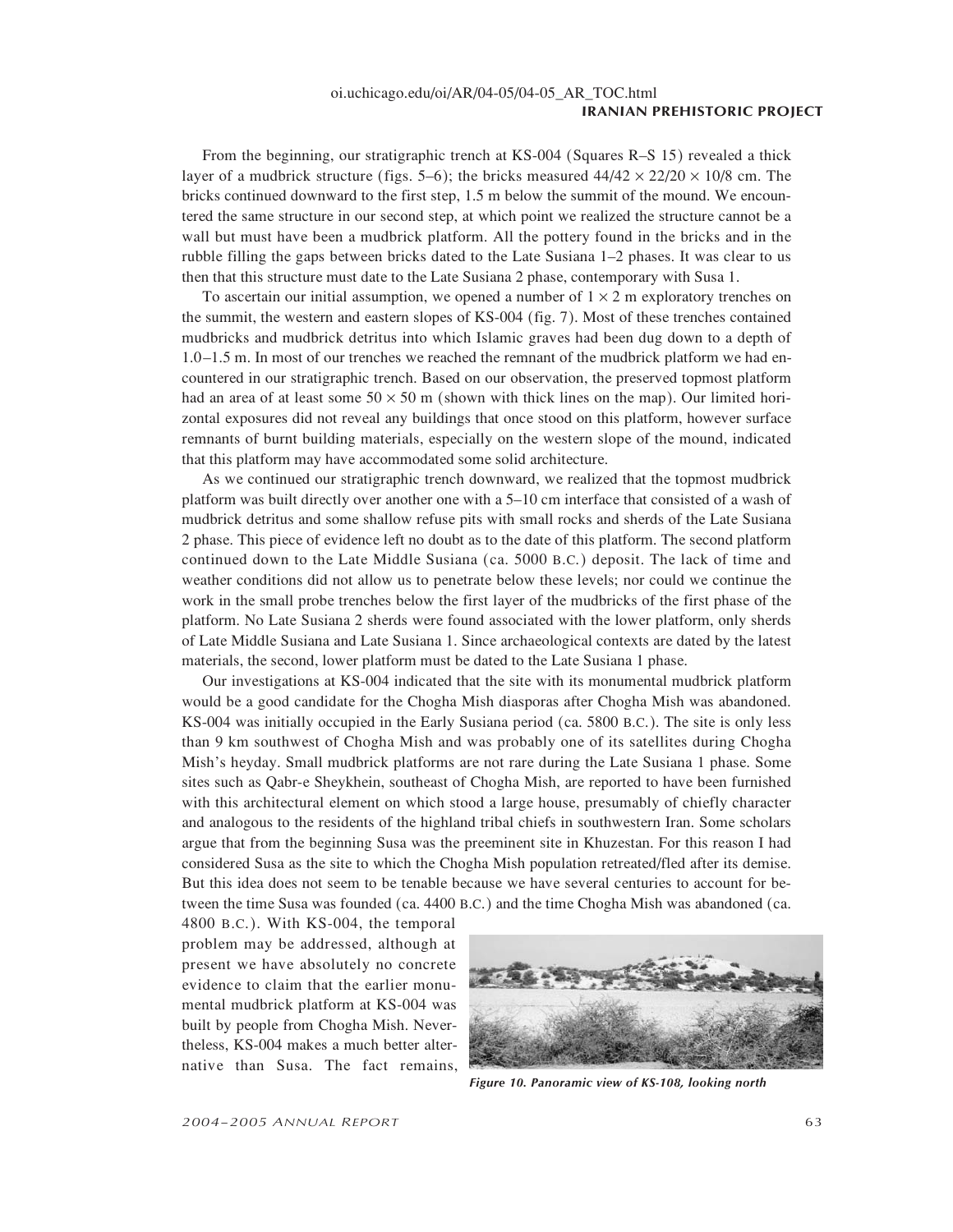From the beginning, our stratigraphic trench at KS-004 (Squares R–S 15) revealed a thick layer of a mudbrick structure (figs. 5–6); the bricks measured 44/42 × 22/20 × 10/8 cm. The bricks continued downward to the first step, 1.5 m below the summit of the mound. We encountered the same structure in our second step, at which point we realized the structure cannot be a wall but must have been a mudbrick platform. All the pottery found in the bricks and in the rubble filling the gaps between bricks dated to the Late Susiana 1–2 phases. It was clear to us then that this structure must date to the Late Susiana 2 phase, contemporary with Susa 1.

To ascertain our initial assumption, we opened a number of 1 × 2 m exploratory trenches on the summit, the western and eastern slopes of KS-004 (fig. 7). Most of these trenches contained mudbricks and mudbrick detritus into which Islamic graves had been dug down to a depth of 1.0–1.5 m. In most of our trenches we reached the remnant of the mudbrick platform we had encountered in our stratigraphic trench. Based on our observation, the preserved topmost platform had an area of at least some 50 × 50 m (shown with thick lines on the map). Our limited horizontal exposures did not reveal any buildings that once stood on this platform, however surface remnants of burnt building materials, especially on the western slope of the mound, indicated that this platform may have accommodated some solid architecture.

As we continued our stratigraphic trench downward, we realized that the topmost mudbrick platform was built directly over another one with a 5–10 cm interface that consisted of a wash of mudbrick detritus and some shallow refuse pits with small rocks and sherds of the Late Susiana 2 phase. This piece of evidence left no doubt as to the date of this platform. The second platform continued down to the Late Middle Susiana (ca. 5000 B.C.) deposit. The lack of time and weather conditions did not allow us to penetrate below these levels; nor could we continue the work in the small probe trenches below the first layer of the mudbricks of the first phase of the platform. No Late Susiana 2 sherds were found associated with the lower platform, only sherds of Late Middle Susiana and Late Susiana 1. Since archaeological contexts are dated by the latest materials, the second, lower platform must be dated to the Late Susiana 1 phase.

Our investigations at KS-004 indicated that the site with its monumental mudbrick platform would be a good candidate for the Chogha Mish diasporas after Chogha Mish was abandoned. KS-004 was initially occupied in the Early Susiana period (ca. 5800 B.C.). The site is only less than 9 km southwest of Chogha Mish and was probably one of its satellites during Chogha Mish's heyday. Small mudbrick platforms are not rare during the Late Susiana 1 phase. Some sites such as Qabr-e Sheykhein, southeast of Chogha Mish, are reported to have been furnished with this architectural element on which stood a large house, presumably of chiefly character and analogous to the residents of the highland tribal chiefs in southwestern Iran. Some scholars argue that from the beginning Susa was the preeminent site in Khuzestan. For this reason I had considered Susa as the site to which the Chogha Mish population retreated/fled after its demise. But this idea does not seem to be tenable because we have several centuries to account for between the time Susa was founded (ca. 4400 B.C.) and the time Chogha Mish was abandoned (ca. 4800 B.C.). With KS-004, the temporal problem may be addressed, although at present we have absolutely no concrete evidence to claim that the earlier monumental mudbrick platform at KS-004 was built by people from Chogha Mish. Nevertheless, KS-004 makes a much better alternative than Susa. The fact remains,

*Figure 10. Panoramic view of KS-108, looking north*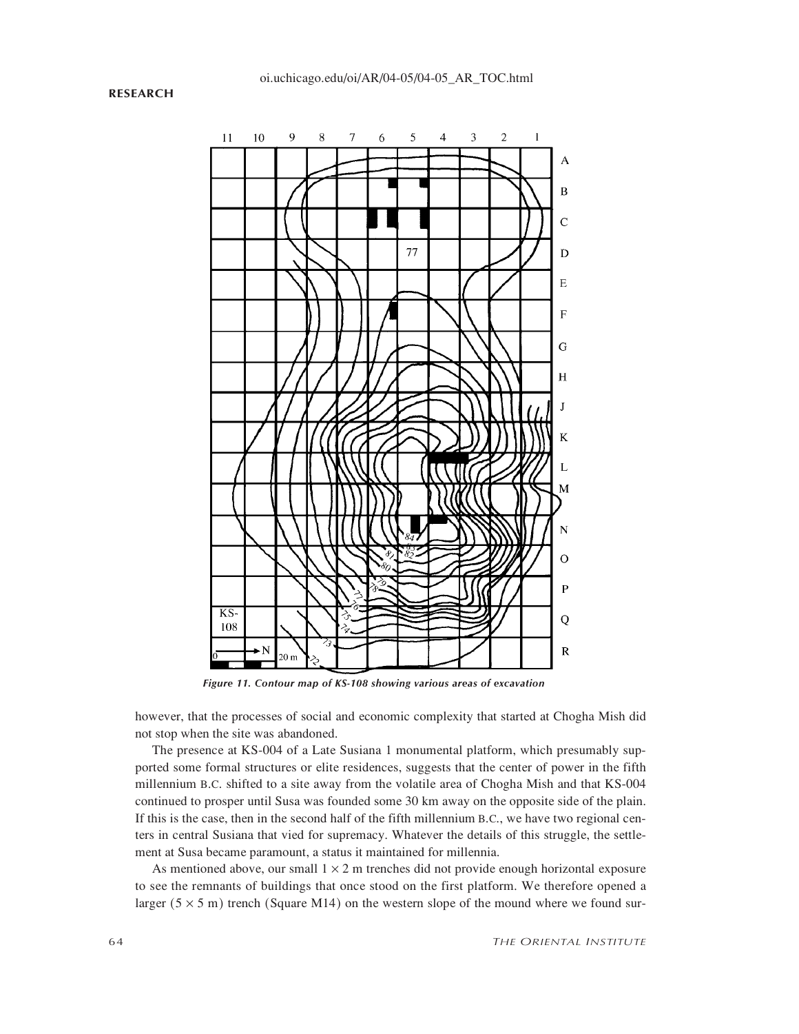Figure 11. Contour map of KS-108 showing various areas of excavation

however, that the processes of social and economic complexity that started at Chogha Mish did not stop when the site was abandoned.

The presence at KS-004 of a Late Susiana 1 monumental platform, which presumably supported some formal structures or elite residences, suggests that the center of power in the fifth millennium B.C. shifted to a site away from the volatile area of Chogha Mish and that KS-004 continued to prosper until Susa was founded some 30 km away on the opposite side of the plain. If this is the case, then in the second half of the fifth millennium B.C., we have two regional centers in central Susiana that vied for supremacy. Whatever the details of this struggle, the settlement at Susa became paramount, a status it maintained for millennia.

As mentioned above, our small $1 \times 2$ m trenches did not provide enough horizontal exposure to see the remnants of buildings that once stood on the first platform. We therefore opened a larger ($5 \times 5$ m) trench (Square M14) on the western slope of the mound where we found sur-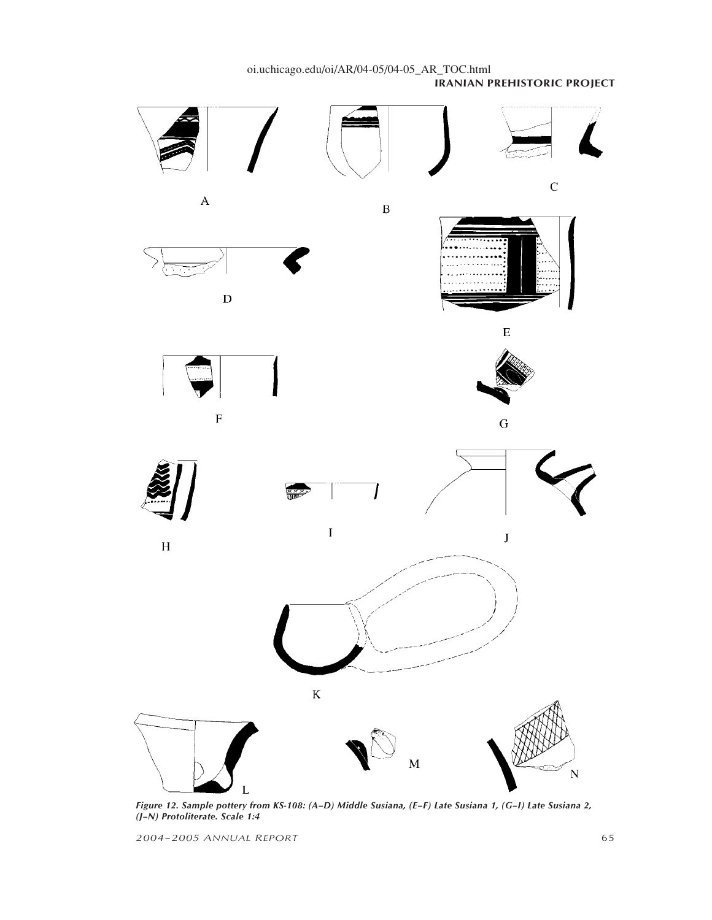A

B

C

D

E

F

G

H

I

J

K

L

M

N

*Figure 12. Sample pottery from KS-108: (A–D) Middle Susiana, (E–F) Late Susiana 1, (G–I) Late Susiana 2, (J–N) Protoliterate. Scale 1:4*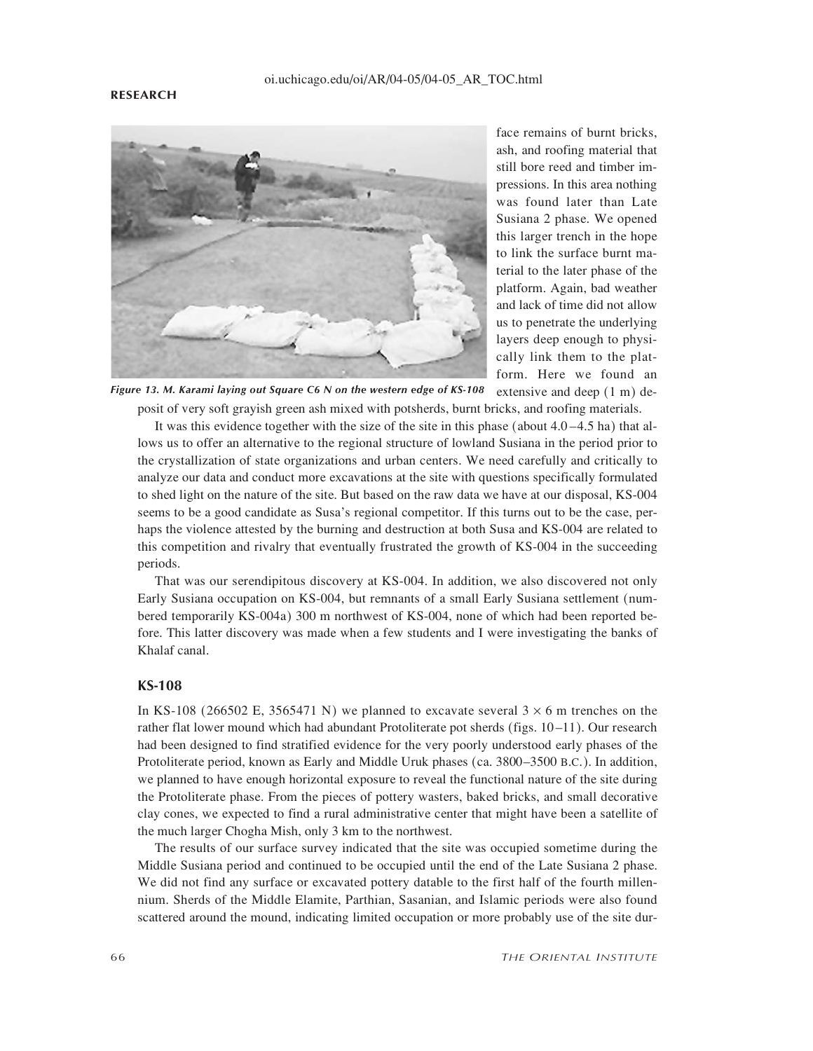face remains of burnt bricks, ash, and roofing material that still bore reed and timber impressions. In this area nothing was found later than Late Susiana 2 phase. We opened this larger trench in the hope to link the surface burnt material to the later phase of the platform. Again, bad weather and lack of time did not allow us to penetrate the underlying layers deep enough to physically link them to the platform. Here we found an extensive and deep (1 m) deposit of very soft grayish green ash mixed with potsherds, burnt bricks, and roofing materials.

*Figure 13. M. Karami laying out Square C6 N on the western edge of KS-108*

It was this evidence together with the size of the site in this phase (about 4.0–4.5 ha) that allows us to offer an alternative to the regional structure of lowland Susiana in the period prior to the crystallization of state organizations and urban centers. We need carefully and critically to analyze our data and conduct more excavations at the site with questions specifically formulated to shed light on the nature of the site. But based on the raw data we have at our disposal, KS-004 seems to be a good candidate as Susa's regional competitor. If this turns out to be the case, perhaps the violence attested by the burning and destruction at both Susa and KS-004 are related to this competition and rivalry that eventually frustrated the growth of KS-004 in the succeeding periods.

That was our serendipitous discovery at KS-004. In addition, we also discovered not only Early Susiana occupation on KS-004, but remnants of a small Early Susiana settlement (numbered temporarily KS-004a) 300 m northwest of KS-004, none of which had been reported before. This latter discovery was made when a few students and I were investigating the banks of Khalaf canal.

## KS-108

In KS-108 (266502 E, 3565471 N) we planned to excavate several 3 × 6 m trenches on the rather flat lower mound which had abundant Protoliterate pot sherds (figs. 10–11). Our research had been designed to find stratified evidence for the very poorly understood early phases of the Protoliterate period, known as Early and Middle Uruk phases (ca. 3800–3500 B.C.). In addition, we planned to have enough horizontal exposure to reveal the functional nature of the site during the Protoliterate phase. From the pieces of pottery wasters, baked bricks, and small decorative clay cones, we expected to find a rural administrative center that might have been a satellite of the much larger Chogha Mish, only 3 km to the northwest.

The results of our surface survey indicated that the site was occupied sometime during the Middle Susiana period and continued to be occupied until the end of the Late Susiana 2 phase. We did not find any surface or excavated pottery datable to the first half of the fourth millennium. Sherds of the Middle Elamite, Parthian, Sasanian, and Islamic periods were also found scattered around the mound, indicating limited occupation or more probably use of the site dur-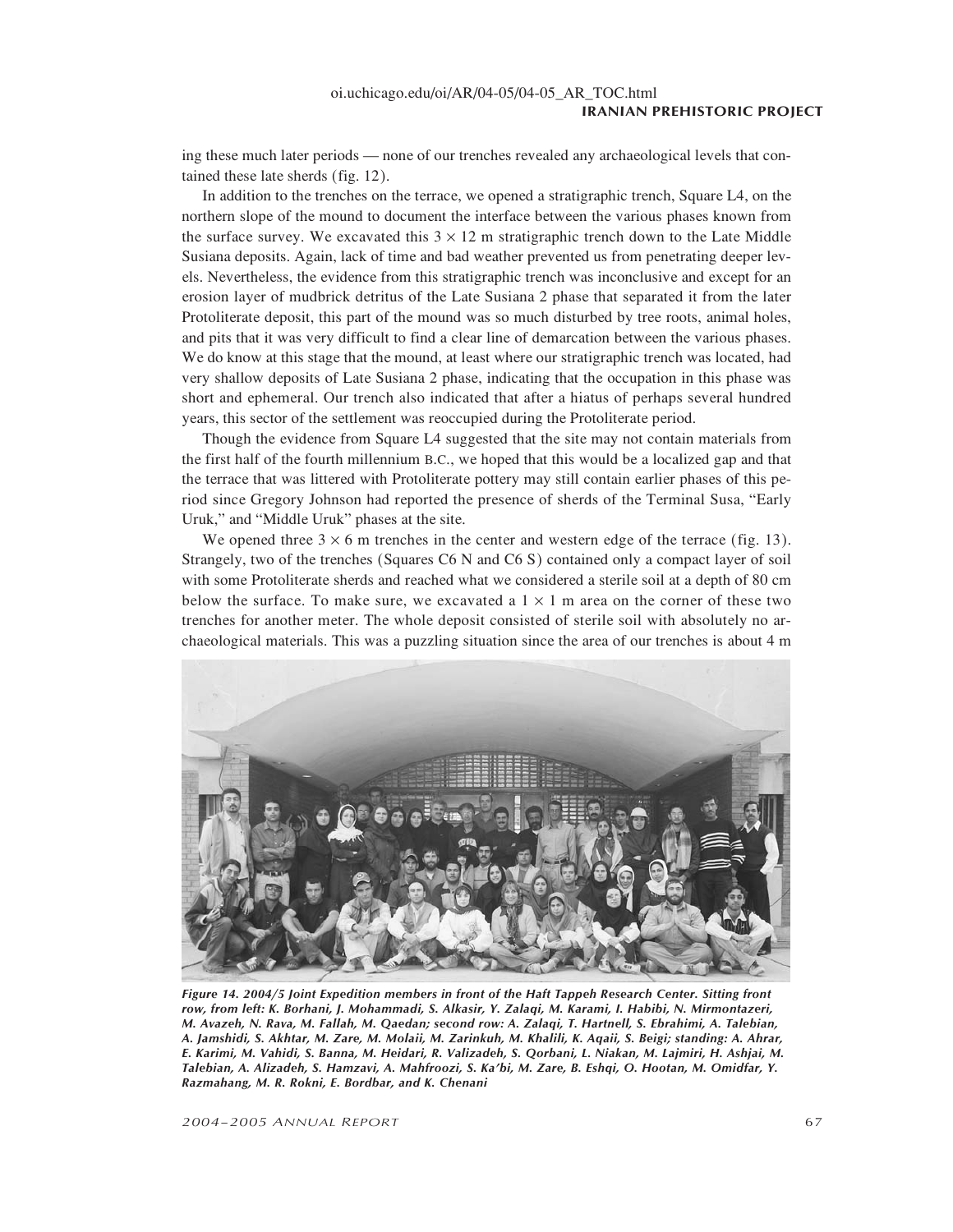ing these much later periods — none of our trenches revealed any archaeological levels that contained these late sherds (fig. 12).

In addition to the trenches on the terrace, we opened a stratigraphic trench, Square L4, on the northern slope of the mound to document the interface between the various phases known from the surface survey. We excavated this $3 \times 12$ m stratigraphic trench down to the Late Middle Susiana deposits. Again, lack of time and bad weather prevented us from penetrating deeper levels. Nevertheless, the evidence from this stratigraphic trench was inconclusive and except for an erosion layer of mudbrick detritus of the Late Susiana 2 phase that separated it from the later Protoliterate deposit, this part of the mound was so much disturbed by tree roots, animal holes, and pits that it was very difficult to find a clear line of demarcation between the various phases. We do know at this stage that the mound, at least where our stratigraphic trench was located, had very shallow deposits of Late Susiana 2 phase, indicating that the occupation in this phase was short and ephemeral. Our trench also indicated that after a hiatus of perhaps several hundred years, this sector of the settlement was reoccupied during the Protoliterate period.

Though the evidence from Square L4 suggested that the site may not contain materials from the first half of the fourth millennium B.C., we hoped that this would be a localized gap and that the terrace that was littered with Protoliterate pottery may still contain earlier phases of this period since Gregory Johnson had reported the presence of sherds of the Terminal Susa, "Early Uruk," and "Middle Uruk" phases at the site.

We opened three $3 \times 6$ m trenches in the center and western edge of the terrace (fig. 13). Strangely, two of the trenches (Squares C6 N and C6 S) contained only a compact layer of soil with some Protoliterate sherds and reached what we considered a sterile soil at a depth of 80 cm below the surface. To make sure, we excavated a $1 \times 1$ m area on the corner of these two trenches for another meter. The whole deposit consisted of sterile soil with absolutely no archaeological materials. This was a puzzling situation since the area of our trenches is about 4 m

***Figure 14. 2004/5 Joint Expedition members in front of the Haft Tappeh Research Center. Sitting front row, from left: K. Borhani, J. Mohammadi, S. Alkasir, Y. Zalaqi, M. Karami, I. Habibi, N. Mirmontazeri, M. Avazeh, N. Rava, M. Fallah, M. Qaedan; second row: A. Zalaqi, T. Hartnell, S. Ebrahimi, A. Talebian, A. Jamshidi, S. Akhtar, M. Zare, M. Molaii, M. Zarinkuh, M. Khalili, K. Aqaii, S. Beigi; standing: A. Ahrar, E. Karimi, M. Vahidi, S. Banna, M. Heidari, R. Valizadeh, S. Qorbani, L. Niakan, M. Lajmiri, H. Ashjai, M. Talebian, A. Alizadeh, S. Hamzavi, A. Mahfroozi, S. Ka'bi, M. Zare, B. Eshqi, O. Hootan, M. Omidfar, Y. Razmahang, M. R. Rokni, E. Bordbar, and K. Chenani***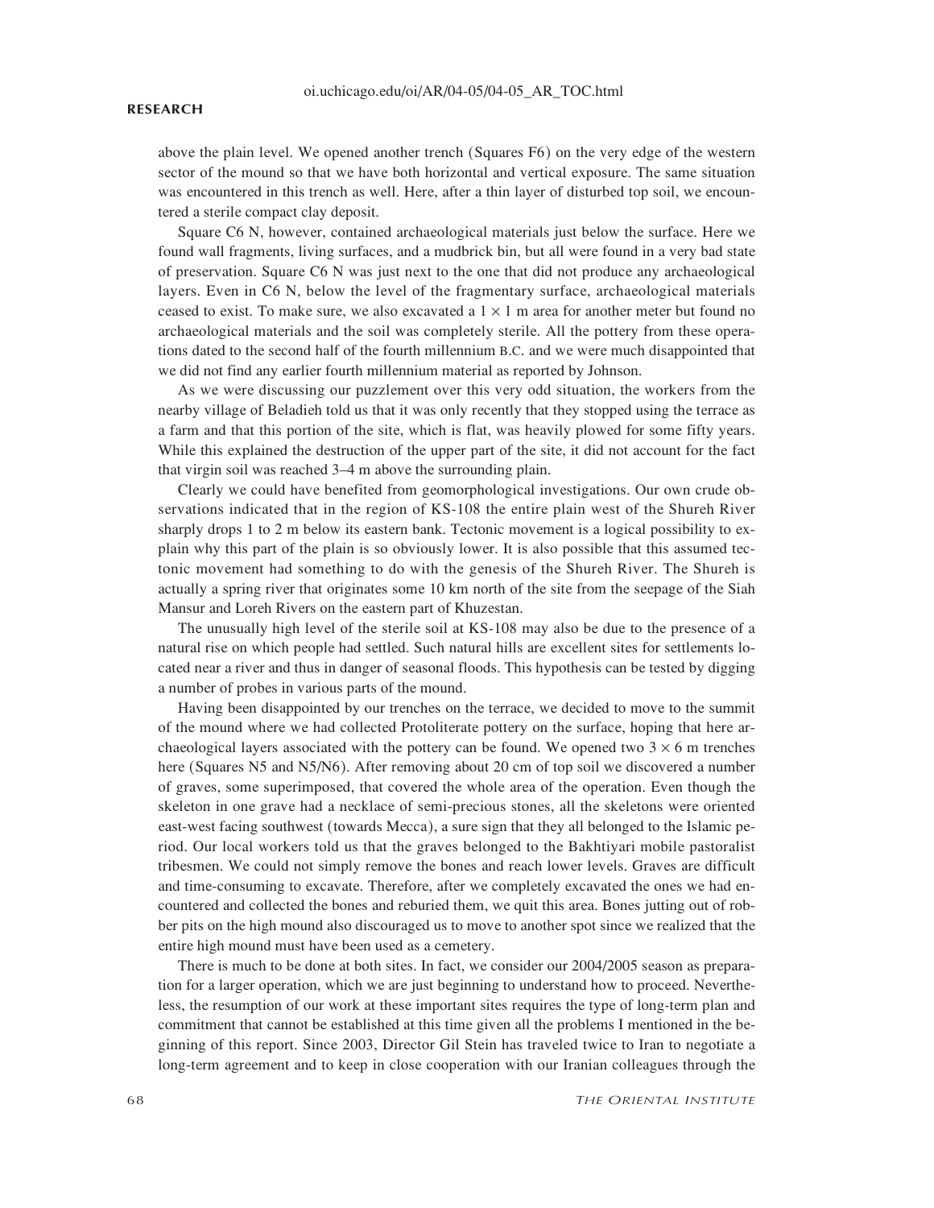above the plain level. We opened another trench (Squares F6) on the very edge of the western sector of the mound so that we have both horizontal and vertical exposure. The same situation was encountered in this trench as well. Here, after a thin layer of disturbed top soil, we encountered a sterile compact clay deposit.

Square C6 N, however, contained archaeological materials just below the surface. Here we found wall fragments, living surfaces, and a mudbrick bin, but all were found in a very bad state of preservation. Square C6 N was just next to the one that did not produce any archaeological layers. Even in C6 N, below the level of the fragmentary surface, archaeological materials ceased to exist. To make sure, we also excavated a $1 \times 1$ m area for another meter but found no archaeological materials and the soil was completely sterile. All the pottery from these operations dated to the second half of the fourth millennium B.C. and we were much disappointed that we did not find any earlier fourth millennium material as reported by Johnson.

As we were discussing our puzzlement over this very odd situation, the workers from the nearby village of Beladieh told us that it was only recently that they stopped using the terrace as a farm and that this portion of the site, which is flat, was heavily plowed for some fifty years. While this explained the destruction of the upper part of the site, it did not account for the fact that virgin soil was reached 3–4 m above the surrounding plain.

Clearly we could have benefited from geomorphological investigations. Our own crude observations indicated that in the region of KS-108 the entire plain west of the Shureh River sharply drops 1 to 2 m below its eastern bank. Tectonic movement is a logical possibility to explain why this part of the plain is so obviously lower. It is also possible that this assumed tectonic movement had something to do with the genesis of the Shureh River. The Shureh is actually a spring river that originates some 10 km north of the site from the seepage of the Siah Mansur and Loreh Rivers on the eastern part of Khuzestan.

The unusually high level of the sterile soil at KS-108 may also be due to the presence of a natural rise on which people had settled. Such natural hills are excellent sites for settlements located near a river and thus in danger of seasonal floods. This hypothesis can be tested by digging a number of probes in various parts of the mound.

Having been disappointed by our trenches on the terrace, we decided to move to the summit of the mound where we had collected Protoliterate pottery on the surface, hoping that here archaeological layers associated with the pottery can be found. We opened two $3 \times 6$ m trenches here (Squares N5 and N5/N6). After removing about 20 cm of top soil we discovered a number of graves, some superimposed, that covered the whole area of the operation. Even though the skeleton in one grave had a necklace of semi-precious stones, all the skeletons were oriented east-west facing southwest (towards Mecca), a sure sign that they all belonged to the Islamic period. Our local workers told us that the graves belonged to the Bakhtiyari mobile pastoralist tribesmen. We could not simply remove the bones and reach lower levels. Graves are difficult and time-consuming to excavate. Therefore, after we completely excavated the ones we had encountered and collected the bones and reburied them, we quit this area. Bones jutting out of robber pits on the high mound also discouraged us to move to another spot since we realized that the entire high mound must have been used as a cemetery.

There is much to be done at both sites. In fact, we consider our 2004/2005 season as preparation for a larger operation, which we are just beginning to understand how to proceed. Nevertheless, the resumption of our work at these important sites requires the type of long-term plan and commitment that cannot be established at this time given all the problems I mentioned in the beginning of this report. Since 2003, Director Gil Stein has traveled twice to Iran to negotiate a long-term agreement and to keep in close cooperation with our Iranian colleagues through the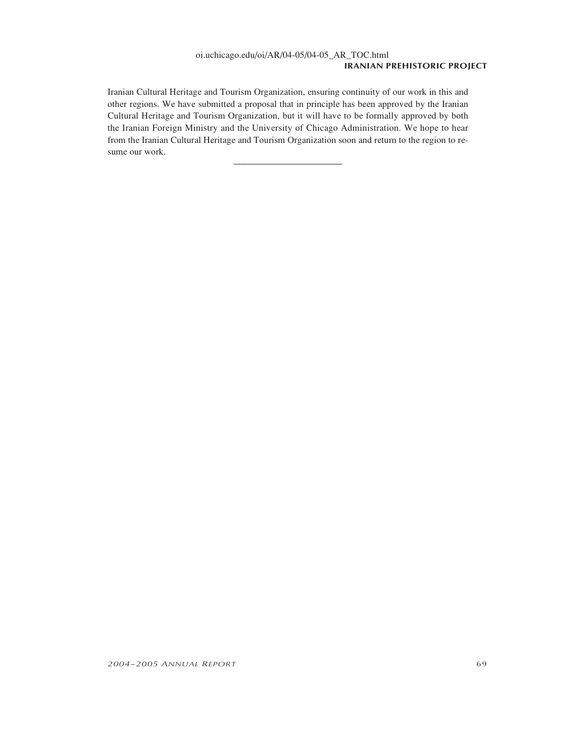Iranian Cultural Heritage and Tourism Organization, ensuring continuity of our work in this and other regions. We have submitted a proposal that in principle has been approved by the Iranian Cultural Heritage and Tourism Organization, but it will have to be formally approved by both the Iranian Foreign Ministry and the University of Chicago Administration. We hope to hear from the Iranian Cultural Heritage and Tourism Organization soon and return to the region to resume our work.

---